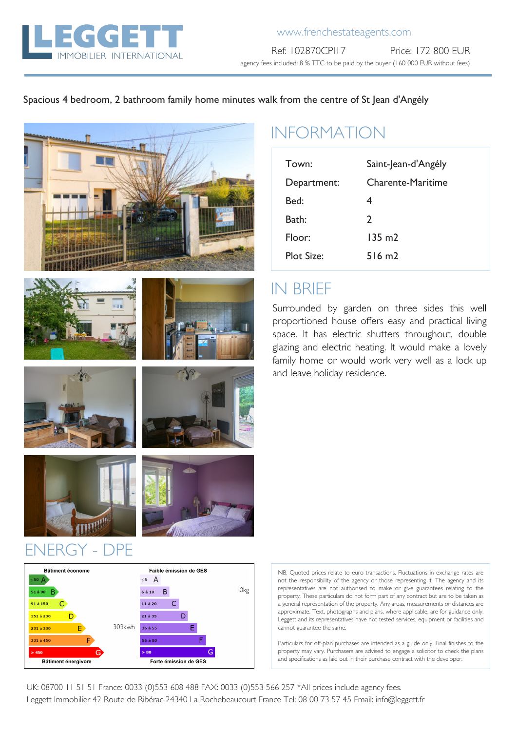# LEGGETT IMMOBILIER INTERNATIONAL

www.frenchestateagents.com

Ref: 102870CPI17 Price: 172 800 EUR

agency fees included: 8 % TTC to be paid by the buyer (160 000 EUR without fees)

Spacious 4 bedroom, 2 bathroom family home minutes walk from the centre of St Jean d'Angély

## INFORMATION

| | |
|---|---|
| Town: | Saint-Jean-d'Angély |
| Department: | Charente-Maritime |
| Bed: | 4 |
| Bath: | 2 |
| Floor: | 135 m2 |
| Plot Size: | 516 m2 |

## IN BRIEF

Surrounded by garden on three sides this well proportioned house offers easy and practical living space. It has electric shutters throughout, double glazing and electric heating. It would make a lovely family home or would work very well as a lock up and leave holiday residence.

## ENERGY - DPE

| Bâtiment économe | | Faible émission de GES | |
|---|---|---|---|
| ≤ 50 A | | ≤ 5 A | |
| 51 à 90 B | | 6 à 10 B | 10kg |
| 91 à 150 C | | 11 à 20 C | |
| 151 à 230 D | | 21 à 35 D | |
| 231 à 330 E | 303kwh | 36 à 55 E | |
| 331 à 450 F | | 56 à 80 F | |
| > 450 G | | > 80 G | |
| Bâtiment énergivore | | Forte émission de GES | |

NB. Quoted prices relate to euro transactions. Fluctuations in exchange rates are not the responsibility of the agency or those representing it. The agency and its representatives are not authorised to make or give guarantees relating to the property. These particulars do not form part of any contract but are to be taken as a general representation of the property. Any areas, measurements or distances are approximate. Text, photographs and plans, where applicable, are for guidance only. Leggett and its representatives have not tested services, equipment or facilities and cannot guarantee the same.

Particulars for off-plan purchases are intended as a guide only. Final finishes to the property may vary. Purchasers are advised to engage a solicitor to check the plans and specifications as laid out in their purchase contract with the developer.

UK: 08700 11 51 51 France: 0033 (0)553 608 488 FAX: 0033 (0)553 566 257 *All prices include agency fees.
Leggett Immobilier 42 Route de Ribérac 24340 La Rochebeaucourt France Tel: 08 00 73 57 45 Email: info@leggett.fr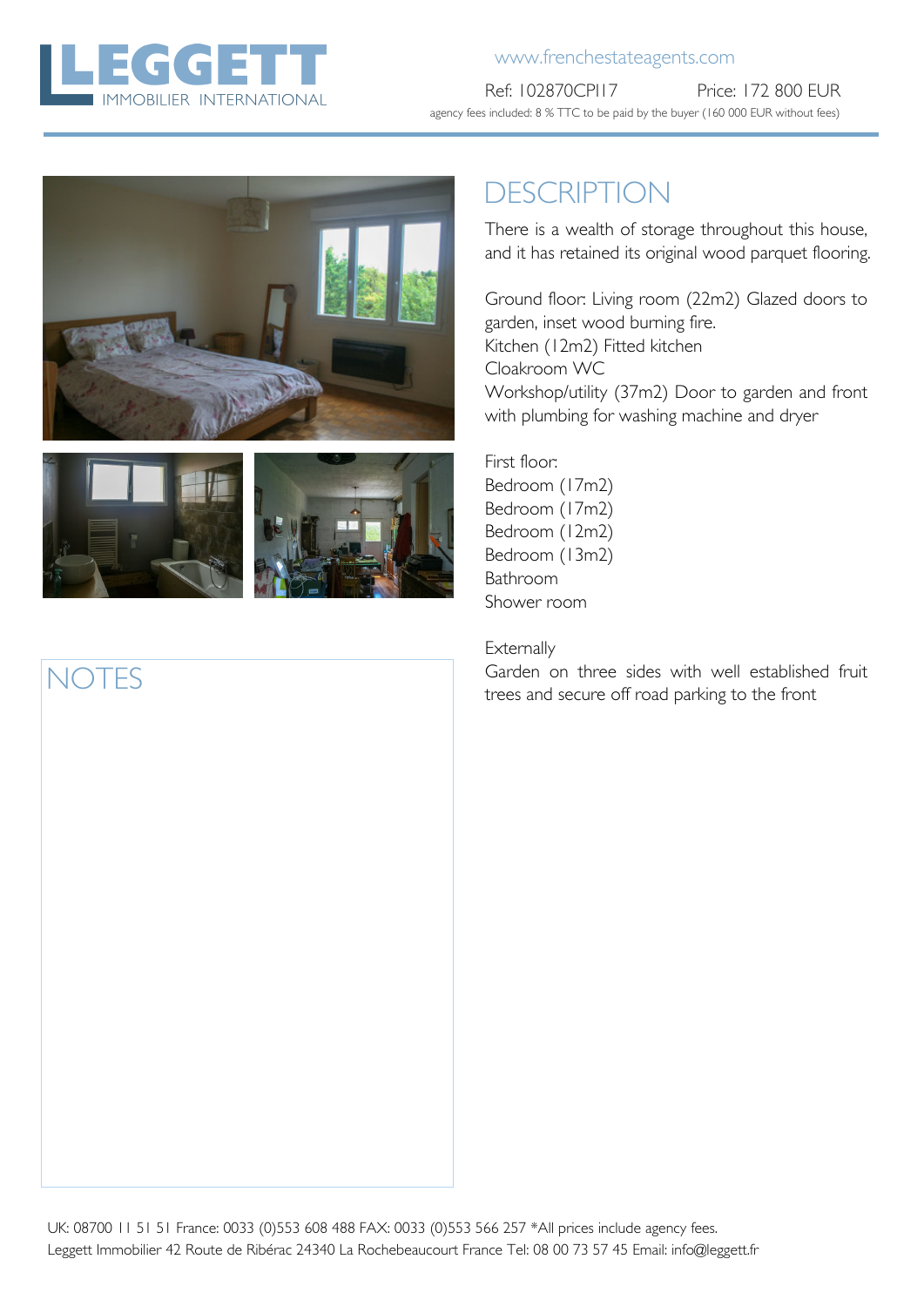# LEGGETT IMMOBILIER INTERNATIONAL

www.frenchestateagents.com

Ref: 102870CPI17 Price: 172 800 EUR

agency fees included: 8 % TTC to be paid by the buyer (160 000 EUR without fees)

## DESCRIPTION

There is a wealth of storage throughout this house, and it has retained its original wood parquet flooring.

Ground floor: Living room (22m2) Glazed doors to garden, inset wood burning fire.
Kitchen (12m2) Fitted kitchen
Cloakroom WC
Workshop/utility (37m2) Door to garden and front with plumbing for washing machine and dryer

First floor:
Bedroom (17m2)
Bedroom (17m2)
Bedroom (12m2)
Bedroom (13m2)
Bathroom
Shower room

Externally
Garden on three sides with well established fruit trees and secure off road parking to the front

## NOTES

UK: 08700 11 51 51 France: 0033 (0)553 608 488 FAX: 0033 (0)553 566 257 *All prices include agency fees.
Leggett Immobilier 42 Route de Ribérac 24340 La Rochebeaucourt France Tel: 08 00 73 57 45 Email: info@leggett.fr